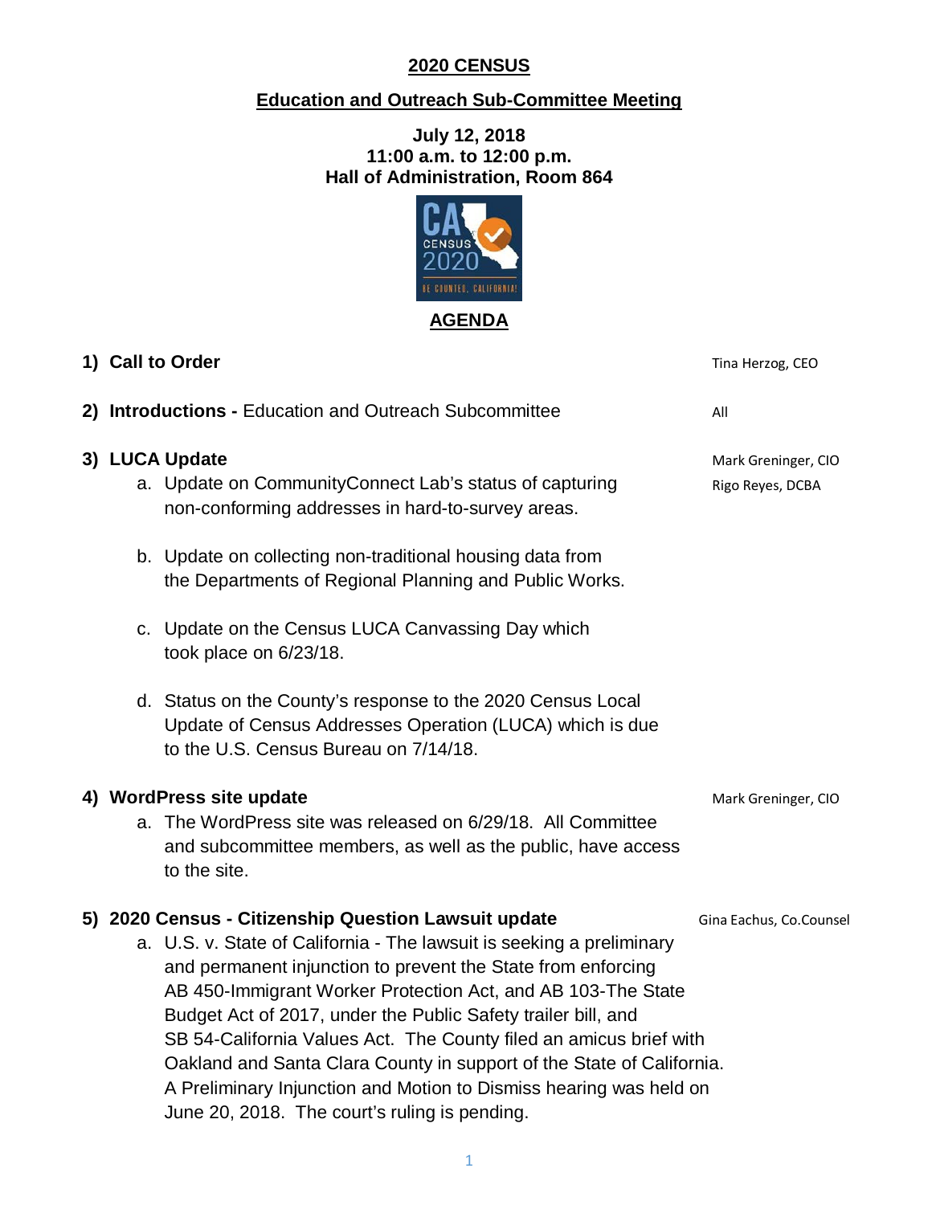# 2020 CENSUS

## Education and Outreach Sub-Committee Meeting

**July 12, 2018**
**11:00 a.m. to 12:00 p.m.**
**Hall of Administration, Room 864**

## AGENDA

1) **Call to Order** — Tina Herzog, CEO

2) **Introductions -** Education and Outreach Subcommittee — All

3) **LUCA Update** — Mark Greninger, CIO; Rigo Reyes, DCBA

   a. Update on CommunityConnect Lab's status of capturing non-conforming addresses in hard-to-survey areas.

   b. Update on collecting non-traditional housing data from the Departments of Regional Planning and Public Works.

   c. Update on the Census LUCA Canvassing Day which took place on 6/23/18.

   d. Status on the County's response to the 2020 Census Local Update of Census Addresses Operation (LUCA) which is due to the U.S. Census Bureau on 7/14/18.

4) **WordPress site update** — Mark Greninger, CIO

   a. The WordPress site was released on 6/29/18. All Committee and subcommittee members, as well as the public, have access to the site.

5) **2020 Census - Citizenship Question Lawsuit update** — Gina Eachus, Co.Counsel

   a. U.S. v. State of California - The lawsuit is seeking a preliminary and permanent injunction to prevent the State from enforcing AB 450-Immigrant Worker Protection Act, and AB 103-The State Budget Act of 2017, under the Public Safety trailer bill, and SB 54-California Values Act. The County filed an amicus brief with Oakland and Santa Clara County in support of the State of California. A Preliminary Injunction and Motion to Dismiss hearing was held on June 20, 2018. The court's ruling is pending.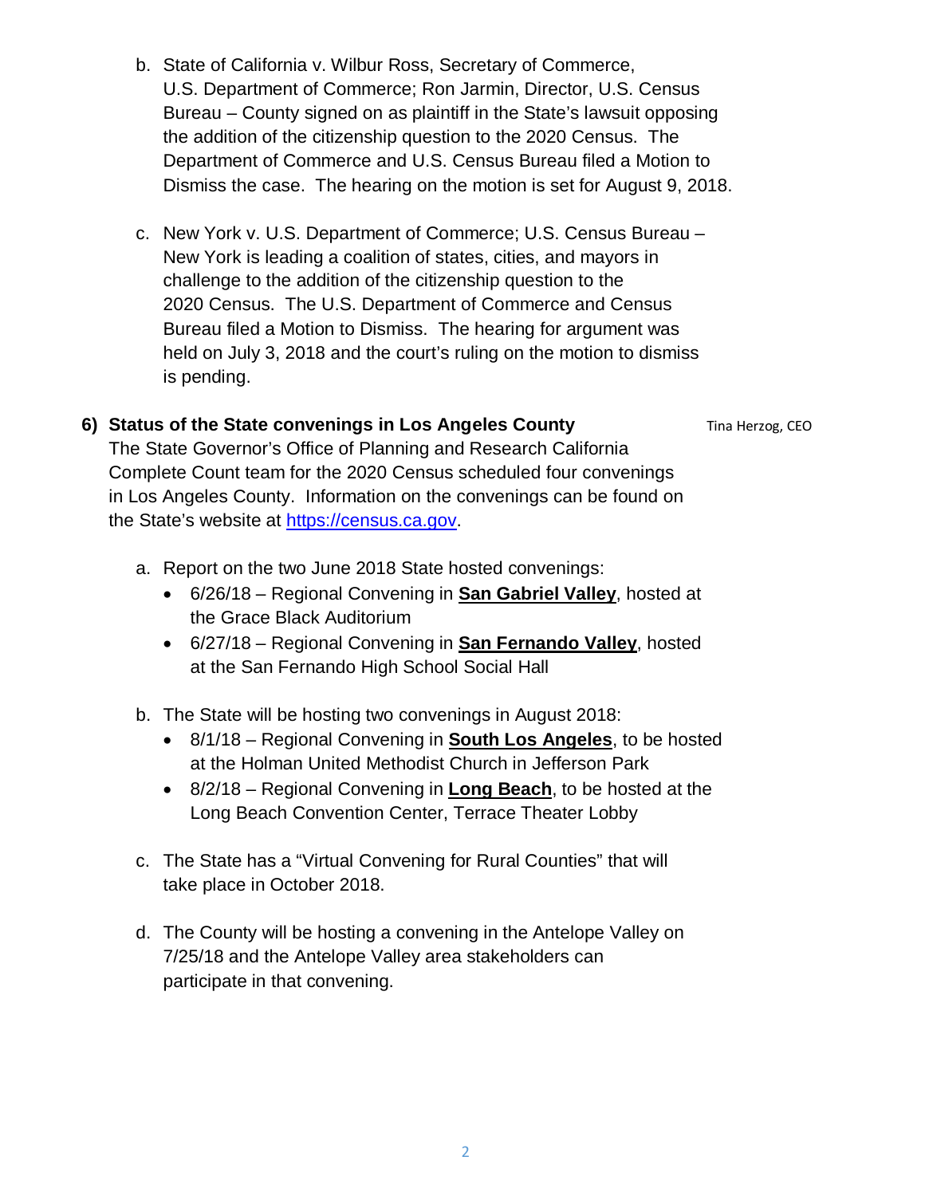b. State of California v. Wilbur Ross, Secretary of Commerce, U.S. Department of Commerce; Ron Jarmin, Director, U.S. Census Bureau – County signed on as plaintiff in the State's lawsuit opposing the addition of the citizenship question to the 2020 Census. The Department of Commerce and U.S. Census Bureau filed a Motion to Dismiss the case. The hearing on the motion is set for August 9, 2018.

c. New York v. U.S. Department of Commerce; U.S. Census Bureau – New York is leading a coalition of states, cities, and mayors in challenge to the addition of the citizenship question to the 2020 Census. The U.S. Department of Commerce and Census Bureau filed a Motion to Dismiss. The hearing for argument was held on July 3, 2018 and the court's ruling on the motion to dismiss is pending.

**6) Status of the State convenings in Los Angeles County** Tina Herzog, CEO

The State Governor's Office of Planning and Research California Complete Count team for the 2020 Census scheduled four convenings in Los Angeles County. Information on the convenings can be found on the State's website at https://census.ca.gov.

a. Report on the two June 2018 State hosted convenings:
   - 6/26/18 – Regional Convening in **San Gabriel Valley**, hosted at the Grace Black Auditorium
   - 6/27/18 – Regional Convening in **San Fernando Valley**, hosted at the San Fernando High School Social Hall

b. The State will be hosting two convenings in August 2018:
   - 8/1/18 – Regional Convening in **South Los Angeles**, to be hosted at the Holman United Methodist Church in Jefferson Park
   - 8/2/18 – Regional Convening in **Long Beach**, to be hosted at the Long Beach Convention Center, Terrace Theater Lobby

c. The State has a "Virtual Convening for Rural Counties" that will take place in October 2018.

d. The County will be hosting a convening in the Antelope Valley on 7/25/18 and the Antelope Valley area stakeholders can participate in that convening.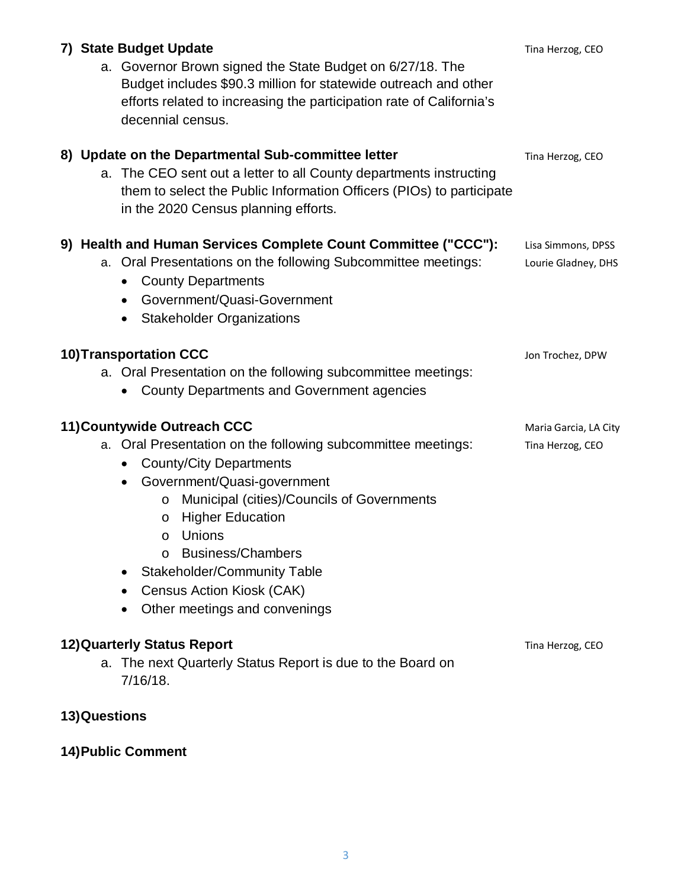**7) State Budget Update** — Tina Herzog, CEO

   a. Governor Brown signed the State Budget on 6/27/18. The Budget includes $90.3 million for statewide outreach and other efforts related to increasing the participation rate of California's decennial census.

**8) Update on the Departmental Sub-committee letter** — Tina Herzog, CEO

   a. The CEO sent out a letter to all County departments instructing them to select the Public Information Officers (PIOs) to participate in the 2020 Census planning efforts.

**9) Health and Human Services Complete Count Committee ("CCC"):** — Lisa Simmons, DPSS; Lourie Gladney, DHS

   a. Oral Presentations on the following Subcommittee meetings:
      - County Departments
      - Government/Quasi-Government
      - Stakeholder Organizations

**10) Transportation CCC** — Jon Trochez, DPW

   a. Oral Presentation on the following subcommittee meetings:
      - County Departments and Government agencies

**11) Countywide Outreach CCC** — Maria Garcia, LA City; Tina Herzog, CEO

   a. Oral Presentation on the following subcommittee meetings:
      - County/City Departments
      - Government/Quasi-government
        - Municipal (cities)/Councils of Governments
        - Higher Education
        - Unions
        - Business/Chambers
      - Stakeholder/Community Table
      - Census Action Kiosk (CAK)
      - Other meetings and convenings

**12) Quarterly Status Report** — Tina Herzog, CEO

   a. The next Quarterly Status Report is due to the Board on 7/16/18.

**13) Questions**

**14) Public Comment**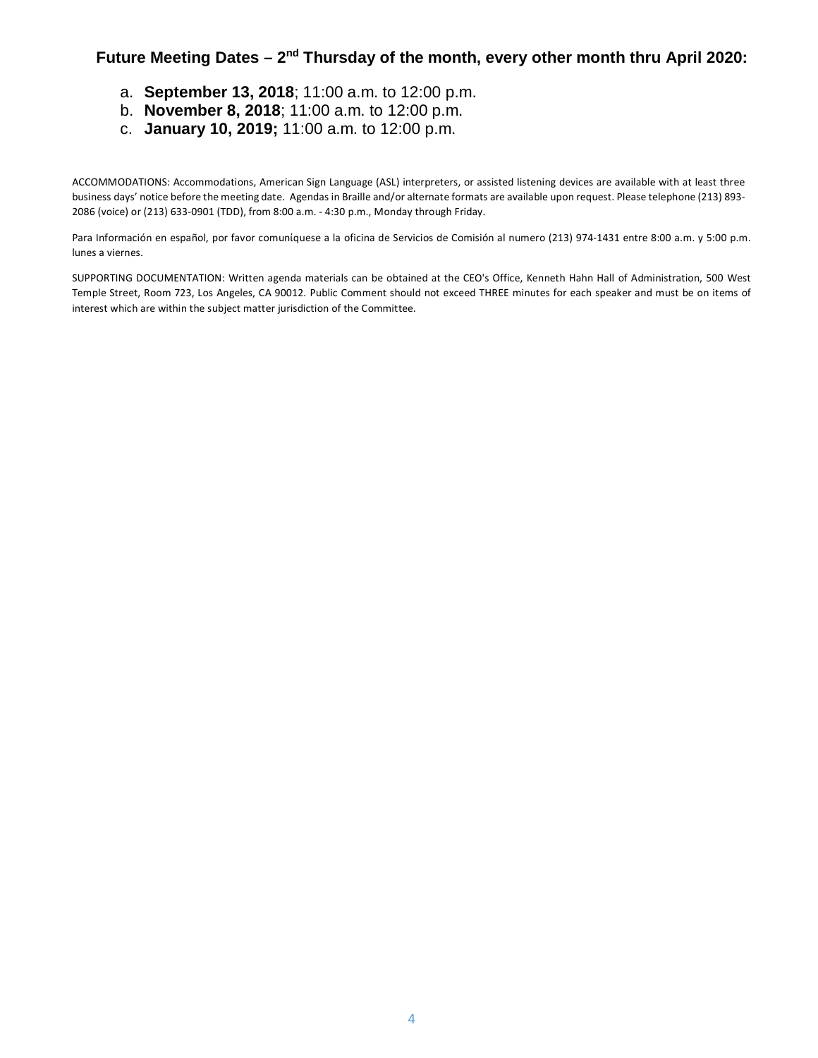**Future Meeting Dates – 2nd Thursday of the month, every other month thru April 2020:**

a. **September 13, 2018**; 11:00 a.m. to 12:00 p.m.
b. **November 8, 2018**; 11:00 a.m. to 12:00 p.m.
c. **January 10, 2019;** 11:00 a.m. to 12:00 p.m.

ACCOMMODATIONS: Accommodations, American Sign Language (ASL) interpreters, or assisted listening devices are available with at least three business days' notice before the meeting date. Agendas in Braille and/or alternate formats are available upon request. Please telephone (213) 893-2086 (voice) or (213) 633-0901 (TDD), from 8:00 a.m. - 4:30 p.m., Monday through Friday.

Para Información en español, por favor comuníquese a la oficina de Servicios de Comisión al numero (213) 974-1431 entre 8:00 a.m. y 5:00 p.m. lunes a viernes.

SUPPORTING DOCUMENTATION: Written agenda materials can be obtained at the CEO's Office, Kenneth Hahn Hall of Administration, 500 West Temple Street, Room 723, Los Angeles, CA 90012. Public Comment should not exceed THREE minutes for each speaker and must be on items of interest which are within the subject matter jurisdiction of the Committee.